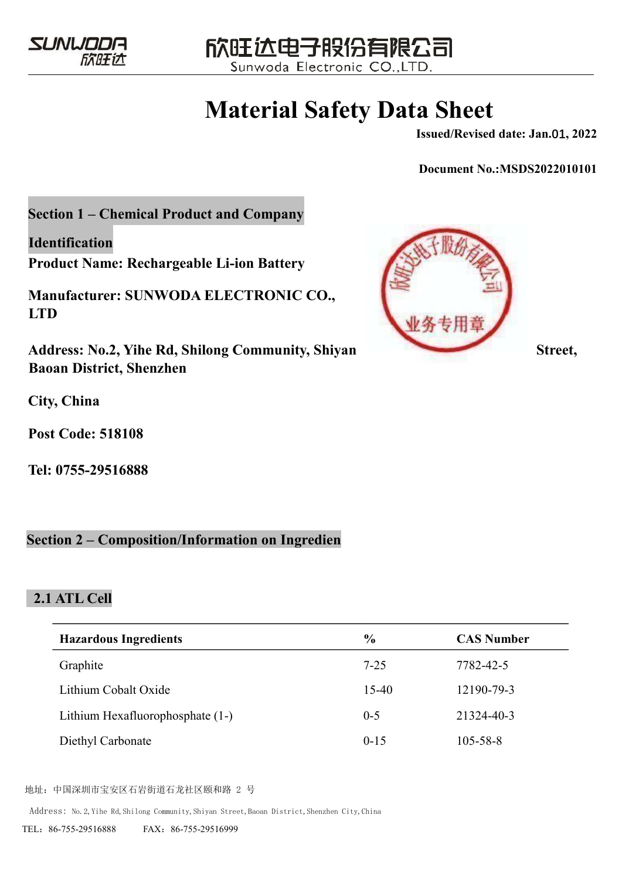SUNWODA 欣旺达 欣旺达电子股份有限公司 Sunwoda Electronic CO.,LTD.

# Material Safety Data Sheet

**Issued/Revised date: Jan.01, 2022**

**Document No.:MSDS2022010101**

## Section 1 – Chemical Product and Company Identification

**Product Name: Rechargeable Li-ion Battery**

**Manufacturer: SUNWODA ELECTRONIC CO., LTD**

**Address: No.2, Yihe Rd, Shilong Community, Shiyan Street, Baoan District, Shenzhen City, China**

**Post Code: 518108**

**Tel: 0755-29516888**

## Section 2 – Composition/Information on Ingredien

### 2.1 ATL Cell

| Hazardous Ingredients | % | CAS Number |
|---|---|---|
| Graphite | 7-25 | 7782-42-5 |
| Lithium Cobalt Oxide | 15-40 | 12190-79-3 |
| Lithium Hexafluorophosphate (1-) | 0-5 | 21324-40-3 |
| Diethyl Carbonate | 0-15 | 105-58-8 |

地址：中国深圳市宝安区石岩街道石龙社区颐和路 2 号

Address: No.2,Yihe Rd,Shilong Community,Shiyan Street,Baoan District,Shenzhen City,China

TEL：86-755-29516888 FAX：86-755-29516999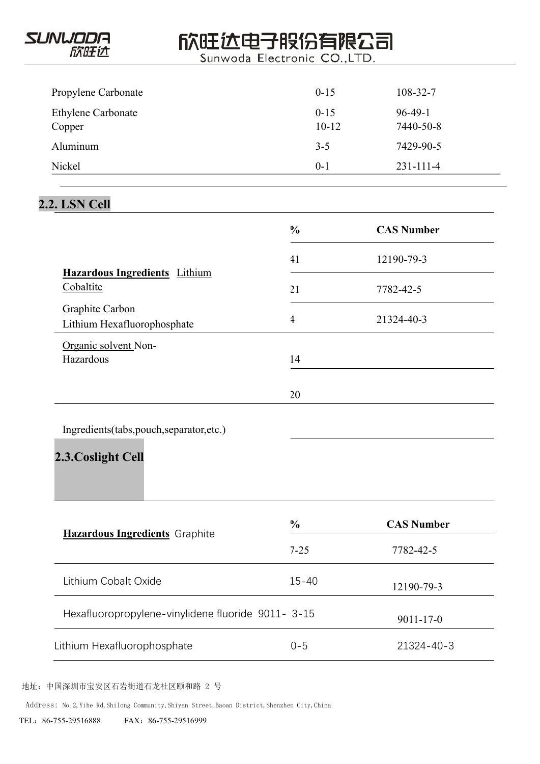| | | |
|---|---|---|
| Propylene Carbonate | 0-15 | 108-32-7 |
| Ethylene Carbonate | 0-15 | 96-49-1 |
| Copper | 10-12 | 7440-50-8 |
| Aluminum | 3-5 | 7429-90-5 |
| Nickel | 0-1 | 231-111-4 |

## 2.2. LSN Cell

| | % | CAS Number |
|---|---|---|
| **Hazardous Ingredients** Lithium Cobaltite | 41 | 12190-79-3 |
| Graphite Carbon | 21 | 7782-42-5 |
| Lithium Hexafluorophosphate | 4 | 21324-40-3 |
| Organic solvent | 14 | |
| Non-Hazardous Ingredients(tabs,pouch,separator,etc.) | 20 | |

## 2.3.Coslight Cell

| | % | CAS Number |
|---|---|---|
| **Hazardous Ingredients** Graphite | 7-25 | 7782-42-5 |
| Lithium Cobalt Oxide | 15-40 | 12190-79-3 |
| Hexafluoropropylene-vinylidene fluoride 9011- | 3-15 | 9011-17-0 |
| Lithium Hexafluorophosphate | 0-5 | 21324-40-3 |

地址：中国深圳市宝安区石岩街道石龙社区颐和路 2 号

Address: No.2,Yihe Rd,Shilong Community,Shiyan Street,Baoan District,Shenzhen City,China

TEL：86-755-29516888 FAX：86-755-29516999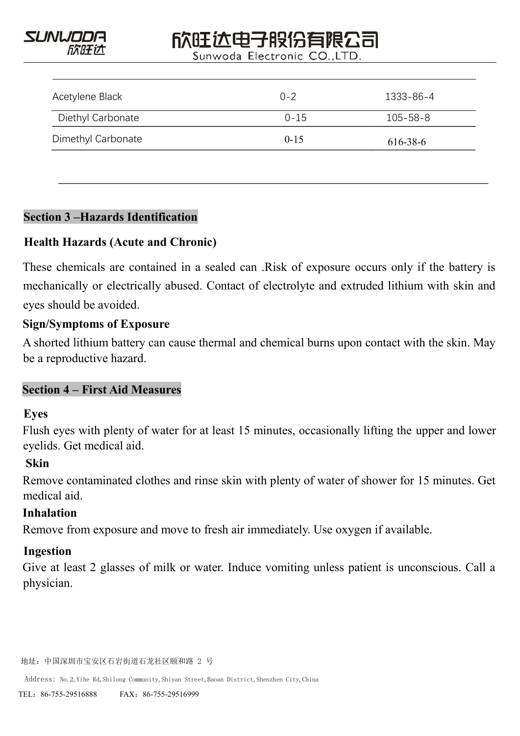| | | |
|---|---|---|
| Acetylene Black | 0-2 | 1333-86-4 |
| Diethyl Carbonate | 0-15 | 105-58-8 |
| Dimethyl Carbonate | 0-15 | 616-38-6 |

## Section 3 –Hazards Identification

### Health Hazards (Acute and Chronic)

These chemicals are contained in a sealed can .Risk of exposure occurs only if the battery is mechanically or electrically abused. Contact of electrolyte and extruded lithium with skin and eyes should be avoided.

### Sign/Symptoms of Exposure

A shorted lithium battery can cause thermal and chemical burns upon contact with the skin. May be a reproductive hazard.

## Section 4 – First Aid Measures

### Eyes

Flush eyes with plenty of water for at least 15 minutes, occasionally lifting the upper and lower eyelids. Get medical aid.

### Skin

Remove contaminated clothes and rinse skin with plenty of water of shower for 15 minutes. Get medical aid.

### Inhalation

Remove from exposure and move to fresh air immediately. Use oxygen if available.

### Ingestion

Give at least 2 glasses of milk or water. Induce vomiting unless patient is unconscious. Call a physician.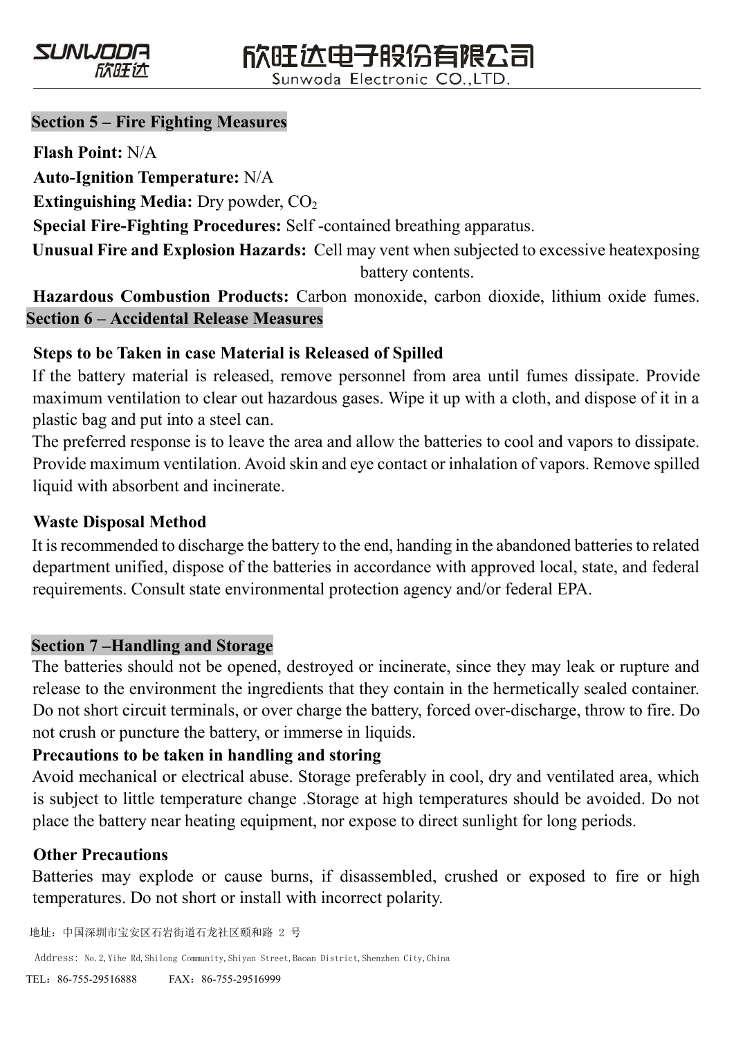## Section 5 – Fire Fighting Measures

**Flash Point:** N/A

**Auto-Ignition Temperature:** N/A

**Extinguishing Media:** Dry powder, $CO_2$

**Special Fire-Fighting Procedures:** Self -contained breathing apparatus.

**Unusual Fire and Explosion Hazards:** Cell may vent when subjected to excessive heatexposing battery contents.

**Hazardous Combustion Products:** Carbon monoxide, carbon dioxide, lithium oxide fumes.

## Section 6 – Accidental Release Measures

**Steps to be Taken in case Material is Released of Spilled**

If the battery material is released, remove personnel from area until fumes dissipate. Provide maximum ventilation to clear out hazardous gases. Wipe it up with a cloth, and dispose of it in a plastic bag and put into a steel can.

The preferred response is to leave the area and allow the batteries to cool and vapors to dissipate. Provide maximum ventilation. Avoid skin and eye contact or inhalation of vapors. Remove spilled liquid with absorbent and incinerate.

**Waste Disposal Method**

It is recommended to discharge the battery to the end, handing in the abandoned batteries to related department unified, dispose of the batteries in accordance with approved local, state, and federal requirements. Consult state environmental protection agency and/or federal EPA.

## Section 7 –Handling and Storage

The batteries should not be opened, destroyed or incinerate, since they may leak or rupture and release to the environment the ingredients that they contain in the hermetically sealed container. Do not short circuit terminals, or over charge the battery, forced over-discharge, throw to fire. Do not crush or puncture the battery, or immerse in liquids.

**Precautions to be taken in handling and storing**

Avoid mechanical or electrical abuse. Storage preferably in cool, dry and ventilated area, which is subject to little temperature change .Storage at high temperatures should be avoided. Do not place the battery near heating equipment, nor expose to direct sunlight for long periods.

**Other Precautions**

Batteries may explode or cause burns, if disassembled, crushed or exposed to fire or high temperatures. Do not short or install with incorrect polarity.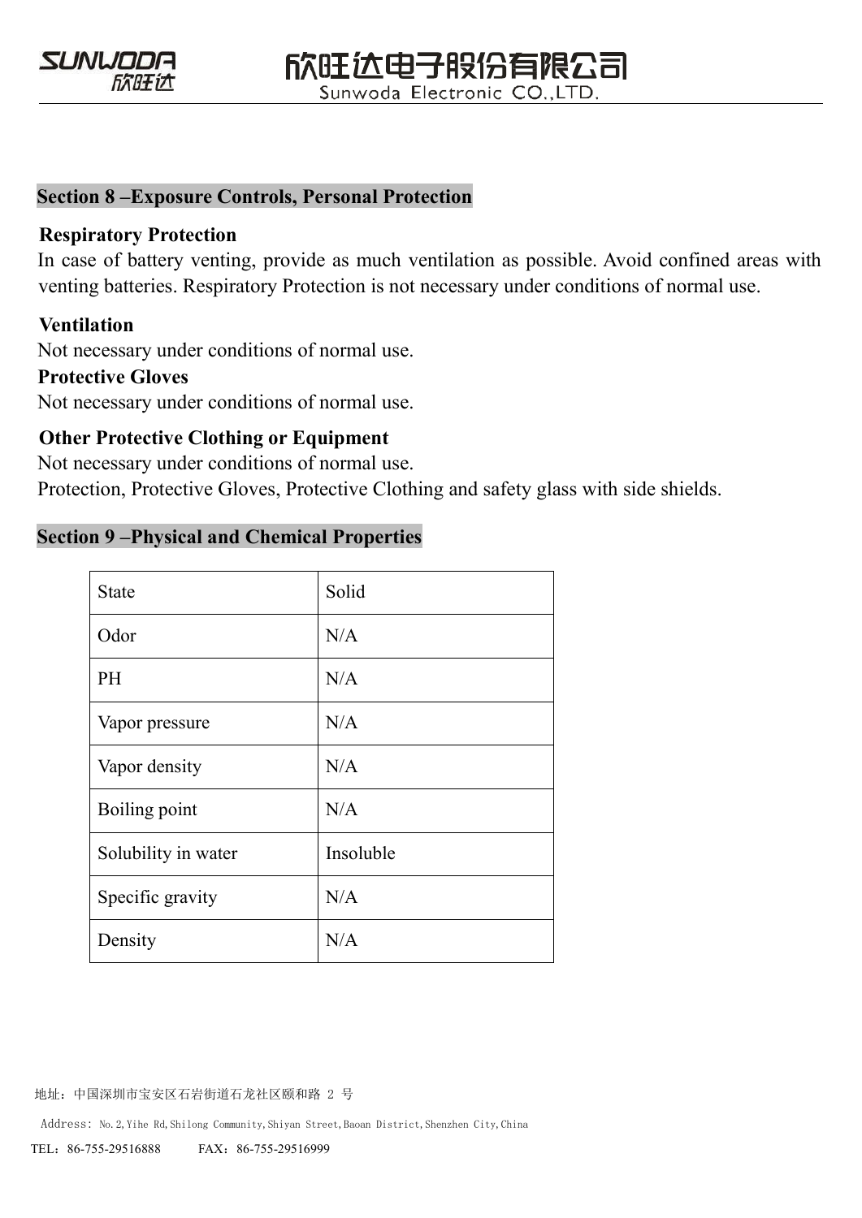## Section 8 –Exposure Controls, Personal Protection

**Respiratory Protection**

In case of battery venting, provide as much ventilation as possible. Avoid confined areas with venting batteries. Respiratory Protection is not necessary under conditions of normal use.

**Ventilation**

Not necessary under conditions of normal use.

**Protective Gloves**

Not necessary under conditions of normal use.

**Other Protective Clothing or Equipment**

Not necessary under conditions of normal use.

Protection, Protective Gloves, Protective Clothing and safety glass with side shields.

## Section 9 –Physical and Chemical Properties

| State | Solid |
| --- | --- |
| Odor | N/A |
| PH | N/A |
| Vapor pressure | N/A |
| Vapor density | N/A |
| Boiling point | N/A |
| Solubility in water | Insoluble |
| Specific gravity | N/A |
| Density | N/A |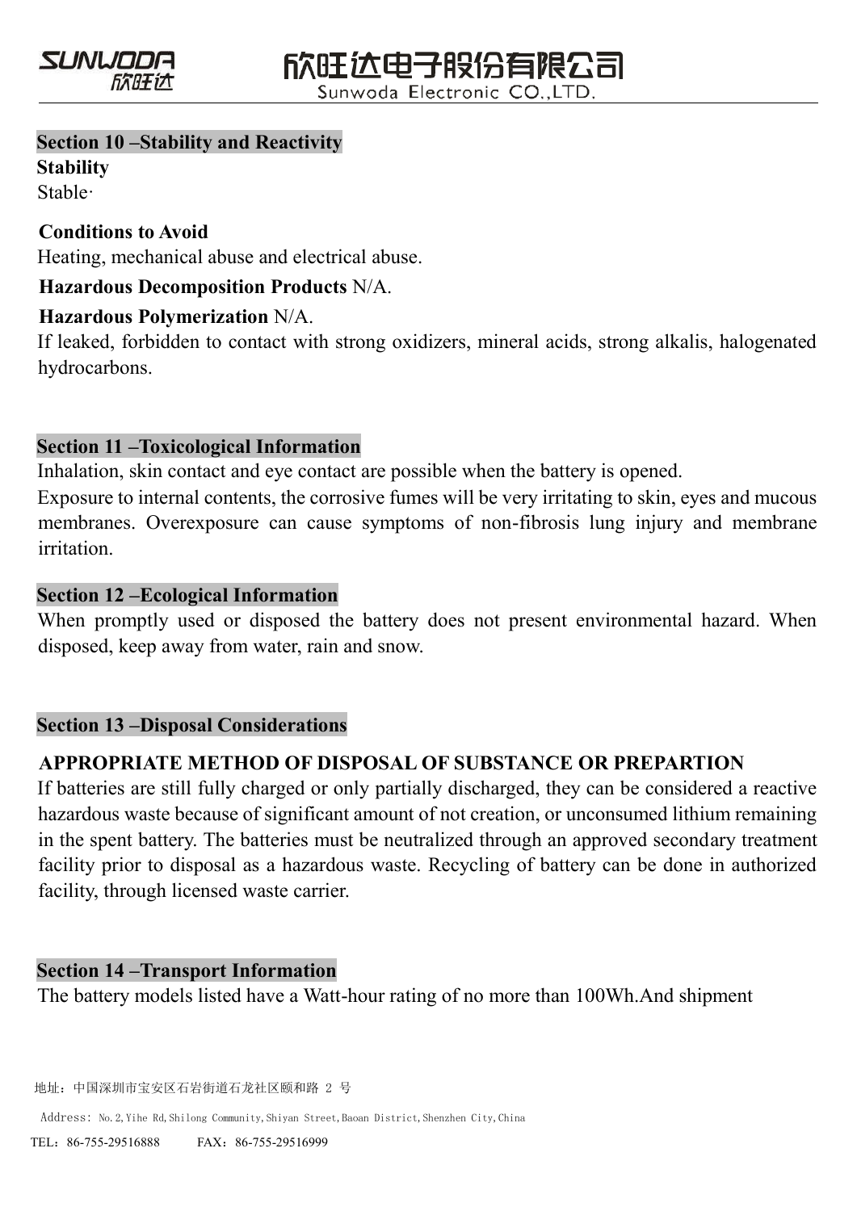## Section 10 –Stability and Reactivity

**Stability**

Stable·

**Conditions to Avoid**

Heating, mechanical abuse and electrical abuse.

**Hazardous Decomposition Products** N/A.

**Hazardous Polymerization** N/A.

If leaked, forbidden to contact with strong oxidizers, mineral acids, strong alkalis, halogenated hydrocarbons.

## Section 11 –Toxicological Information

Inhalation, skin contact and eye contact are possible when the battery is opened.

Exposure to internal contents, the corrosive fumes will be very irritating to skin, eyes and mucous membranes. Overexposure can cause symptoms of non-fibrosis lung injury and membrane irritation.

## Section 12 –Ecological Information

When promptly used or disposed the battery does not present environmental hazard. When disposed, keep away from water, rain and snow.

## Section 13 –Disposal Considerations

**APPROPRIATE METHOD OF DISPOSAL OF SUBSTANCE OR PREPARTION**

If batteries are still fully charged or only partially discharged, they can be considered a reactive hazardous waste because of significant amount of not creation, or unconsumed lithium remaining in the spent battery. The batteries must be neutralized through an approved secondary treatment facility prior to disposal as a hazardous waste. Recycling of battery can be done in authorized facility, through licensed waste carrier.

## Section 14 –Transport Information

The battery models listed have a Watt-hour rating of no more than 100Wh.And shipment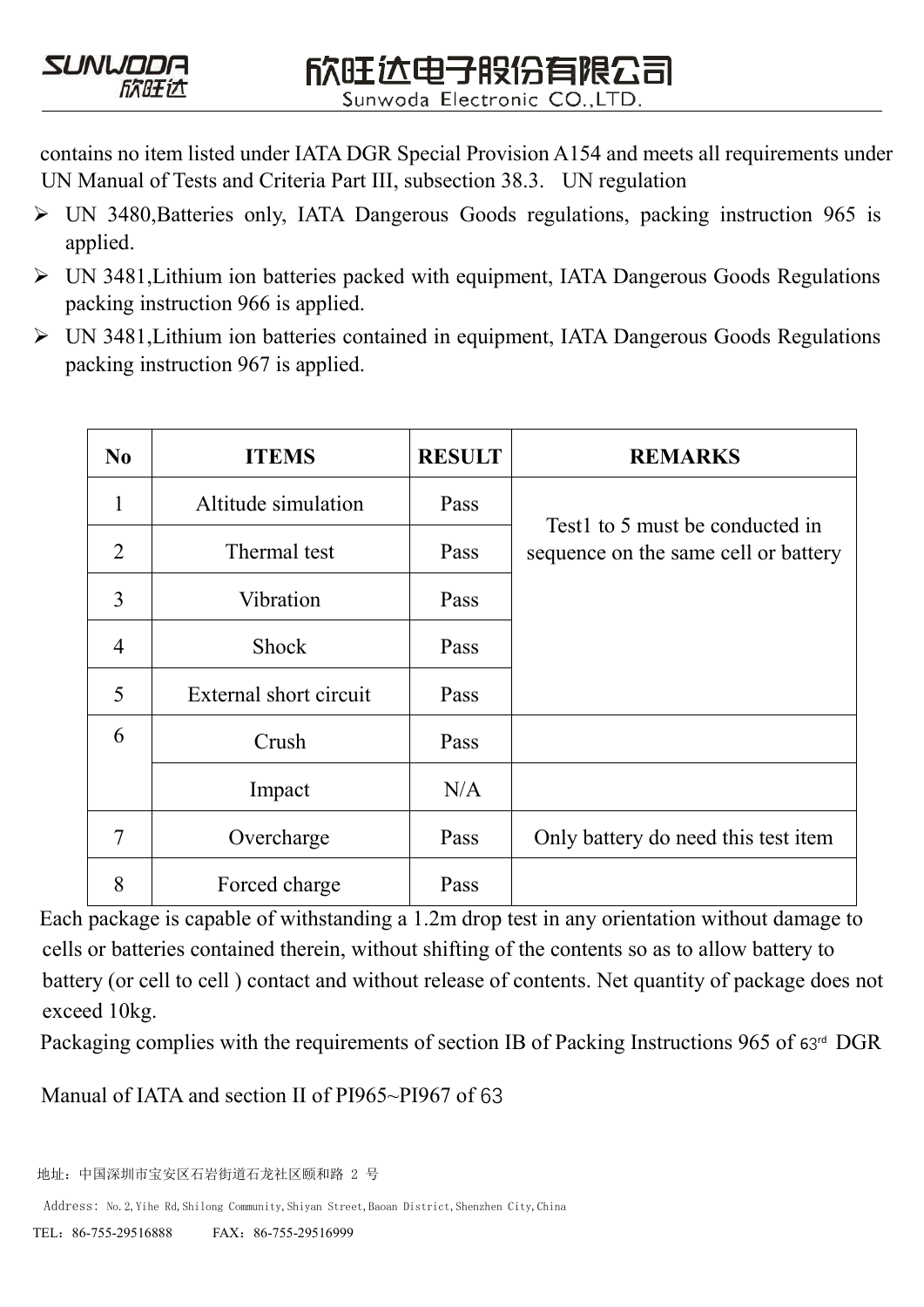contains no item listed under IATA DGR Special Provision A154 and meets all requirements under UN Manual of Tests and Criteria Part III, subsection 38.3. UN regulation

- UN 3480,Batteries only, IATA Dangerous Goods regulations, packing instruction 965 is applied.
- UN 3481,Lithium ion batteries packed with equipment, IATA Dangerous Goods Regulations packing instruction 966 is applied.
- UN 3481,Lithium ion batteries contained in equipment, IATA Dangerous Goods Regulations packing instruction 967 is applied.

| No | ITEMS | RESULT | REMARKS |
|---|---|---|---|
| 1 | Altitude simulation | Pass | Test1 to 5 must be conducted in sequence on the same cell or battery |
| 2 | Thermal test | Pass | |
| 3 | Vibration | Pass | |
| 4 | Shock | Pass | |
| 5 | External short circuit | Pass | |
| 6 | Crush | Pass | |
| | Impact | N/A | |
| 7 | Overcharge | Pass | Only battery do need this test item |
| 8 | Forced charge | Pass | |

Each package is capable of withstanding a 1.2m drop test in any orientation without damage to cells or batteries contained therein, without shifting of the contents so as to allow battery to battery (or cell to cell ) contact and without release of contents. Net quantity of package does not exceed 10kg.

Packaging complies with the requirements of section IB of Packing Instructions 965 of 63rd DGR

Manual of IATA and section II of PI965~PI967 of 63

地址：中国深圳市宝安区石岩街道石龙社区颐和路 2 号

Address: No.2,Yihe Rd,Shilong Community,Shiyan Street,Baoan District,Shenzhen City,China

TEL：86-755-29516888 FAX：86-755-29516999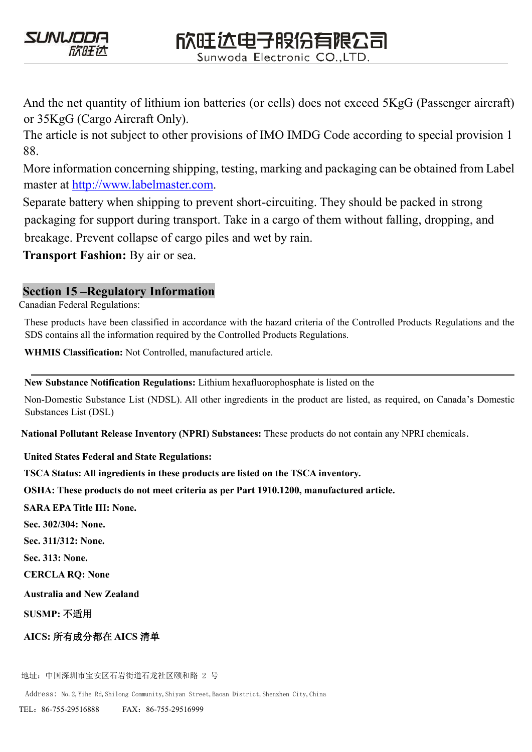And the net quantity of lithium ion batteries (or cells) does not exceed 5KgG (Passenger aircraft) or 35KgG (Cargo Aircraft Only).

The article is not subject to other provisions of IMO IMDG Code according to special provision 188.

More information concerning shipping, testing, marking and packaging can be obtained from Label master at http://www.labelmaster.com.

Separate battery when shipping to prevent short-circuiting. They should be packed in strong packaging for support during transport. Take in a cargo of them without falling, dropping, and breakage. Prevent collapse of cargo piles and wet by rain.

**Transport Fashion:** By air or sea.

## Section 15 –Regulatory Information

Canadian Federal Regulations:

These products have been classified in accordance with the hazard criteria of the Controlled Products Regulations and the SDS contains all the information required by the Controlled Products Regulations.

**WHMIS Classification:** Not Controlled, manufactured article.

---

**New Substance Notification Regulations:** Lithium hexafluorophosphate is listed on the Non-Domestic Substance List (NDSL). All other ingredients in the product are listed, as required, on Canada's Domestic Substances List (DSL)

**National Pollutant Release Inventory (NPRI) Substances:** These products do not contain any NPRI chemicals.

**United States Federal and State Regulations:**

**TSCA Status: All ingredients in these products are listed on the TSCA inventory.**

**OSHA: These products do not meet criteria as per Part 1910.1200, manufactured article.**

**SARA EPA Title III: None.**

**Sec. 302/304: None.**

**Sec. 311/312: None.**

**Sec. 313: None.**

**CERCLA RQ: None**

**Australia and New Zealand**

**SUSMP: 不适用**

**AICS: 所有成分都在 AICS 清单**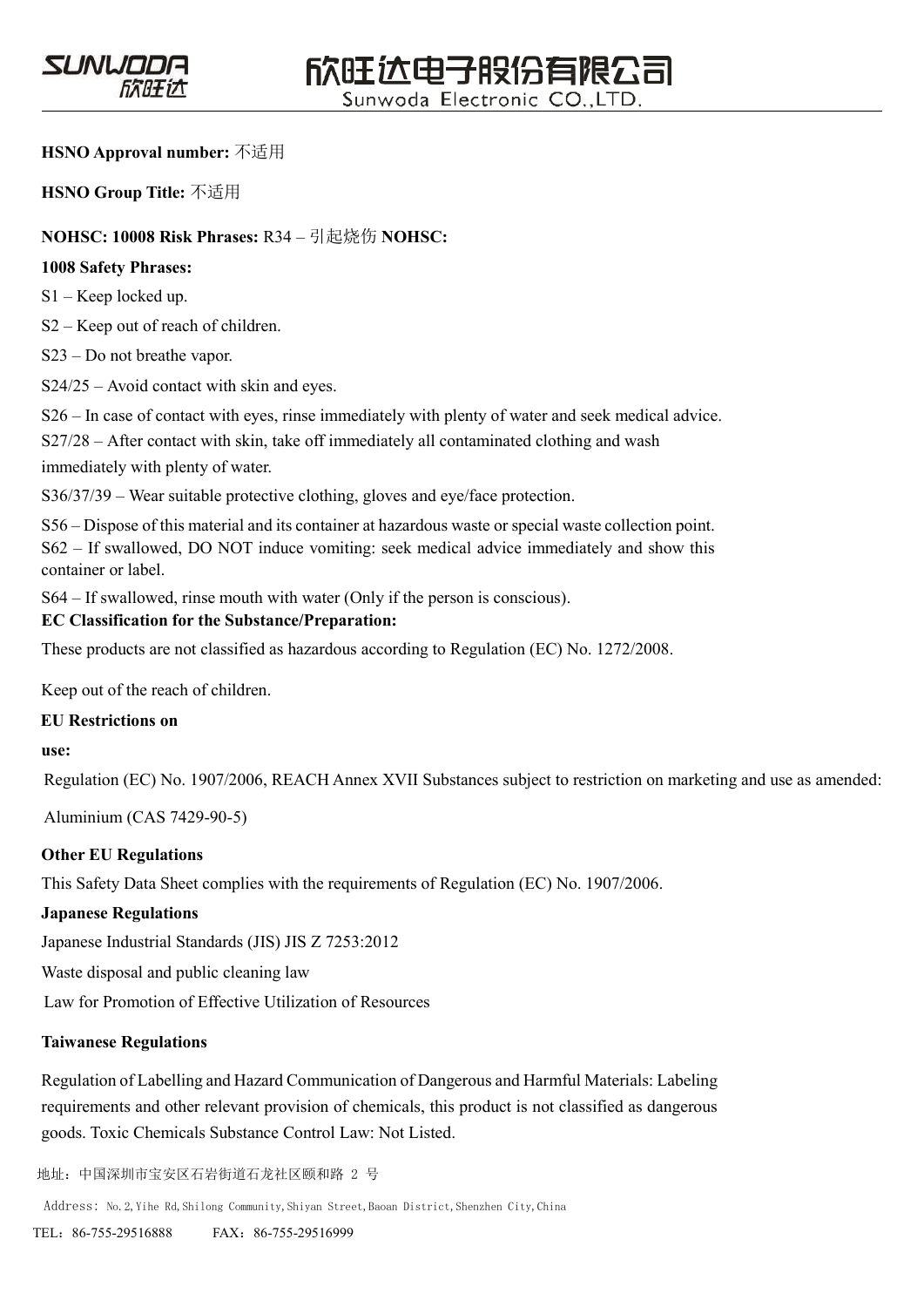**HSNO Approval number:** 不适用

**HSNO Group Title:** 不适用

**NOHSC: 10008 Risk Phrases:** R34 – 引起烧伤 **NOHSC:**

**1008 Safety Phrases:**

S1 – Keep locked up.

S2 – Keep out of reach of children.

S23 – Do not breathe vapor.

S24/25 – Avoid contact with skin and eyes.

S26 – In case of contact with eyes, rinse immediately with plenty of water and seek medical advice.

S27/28 – After contact with skin, take off immediately all contaminated clothing and wash immediately with plenty of water.

S36/37/39 – Wear suitable protective clothing, gloves and eye/face protection.

S56 – Dispose of this material and its container at hazardous waste or special waste collection point.

S62 – If swallowed, DO NOT induce vomiting: seek medical advice immediately and show this container or label.

S64 – If swallowed, rinse mouth with water (Only if the person is conscious).

**EC Classification for the Substance/Preparation:**

These products are not classified as hazardous according to Regulation (EC) No. 1272/2008.

Keep out of the reach of children.

**EU Restrictions on use:**

Regulation (EC) No. 1907/2006, REACH Annex XVII Substances subject to restriction on marketing and use as amended:

Aluminium (CAS 7429-90-5)

**Other EU Regulations**

This Safety Data Sheet complies with the requirements of Regulation (EC) No. 1907/2006.

**Japanese Regulations**

Japanese Industrial Standards (JIS) JIS Z 7253:2012

Waste disposal and public cleaning law

Law for Promotion of Effective Utilization of Resources

**Taiwanese Regulations**

Regulation of Labelling and Hazard Communication of Dangerous and Harmful Materials: Labeling requirements and other relevant provision of chemicals, this product is not classified as dangerous goods. Toxic Chemicals Substance Control Law: Not Listed.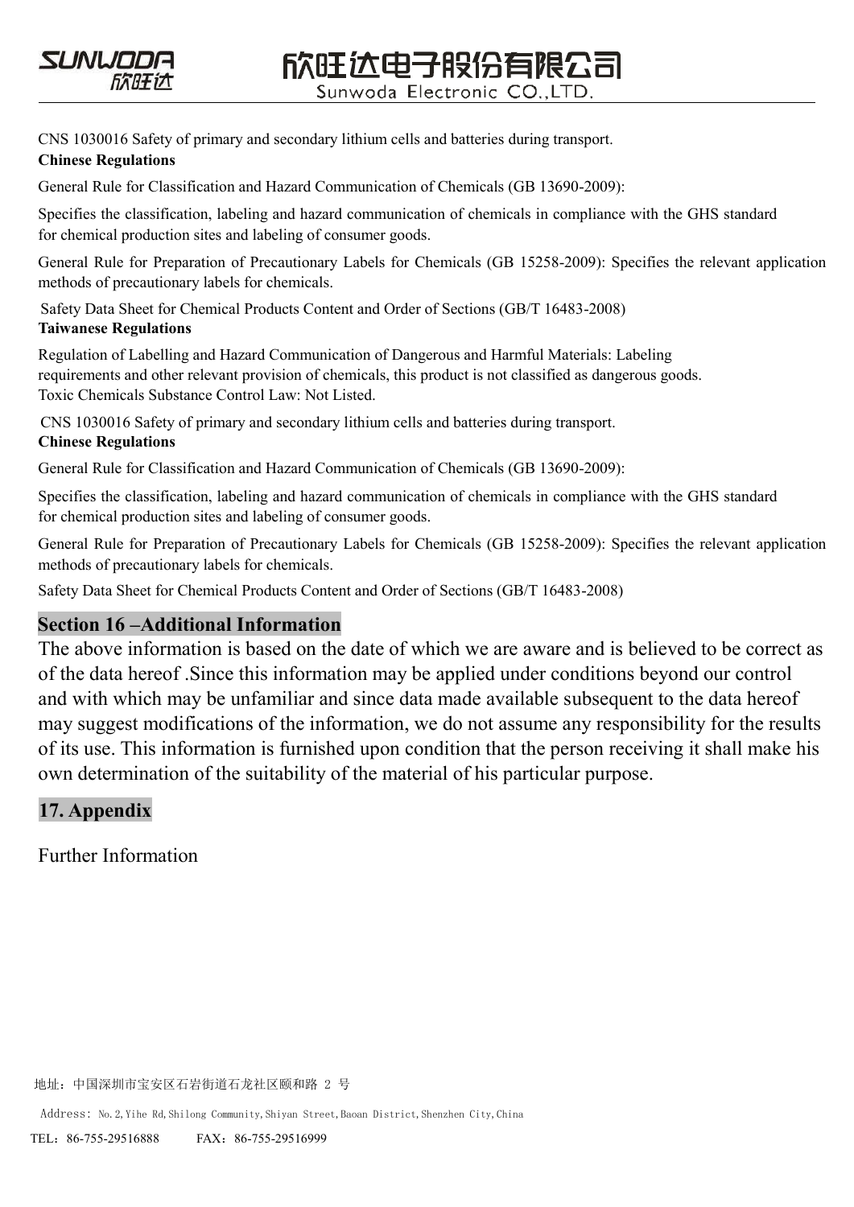CNS 1030016 Safety of primary and secondary lithium cells and batteries during transport.

**Chinese Regulations**

General Rule for Classification and Hazard Communication of Chemicals (GB 13690-2009):

Specifies the classification, labeling and hazard communication of chemicals in compliance with the GHS standard for chemical production sites and labeling of consumer goods.

General Rule for Preparation of Precautionary Labels for Chemicals (GB 15258-2009): Specifies the relevant application methods of precautionary labels for chemicals.

Safety Data Sheet for Chemical Products Content and Order of Sections (GB/T 16483-2008)

**Taiwanese Regulations**

Regulation of Labelling and Hazard Communication of Dangerous and Harmful Materials: Labeling requirements and other relevant provision of chemicals, this product is not classified as dangerous goods.
Toxic Chemicals Substance Control Law: Not Listed.

CNS 1030016 Safety of primary and secondary lithium cells and batteries during transport.

**Chinese Regulations**

General Rule for Classification and Hazard Communication of Chemicals (GB 13690-2009):

Specifies the classification, labeling and hazard communication of chemicals in compliance with the GHS standard for chemical production sites and labeling of consumer goods.

General Rule for Preparation of Precautionary Labels for Chemicals (GB 15258-2009): Specifies the relevant application methods of precautionary labels for chemicals.

Safety Data Sheet for Chemical Products Content and Order of Sections (GB/T 16483-2008)

## Section 16 –Additional Information

The above information is based on the date of which we are aware and is believed to be correct as of the data hereof .Since this information may be applied under conditions beyond our control and with which may be unfamiliar and since data made available subsequent to the data hereof may suggest modifications of the information, we do not assume any responsibility for the results of its use. This information is furnished upon condition that the person receiving it shall make his own determination of the suitability of the material of his particular purpose.

## 17. Appendix

Further Information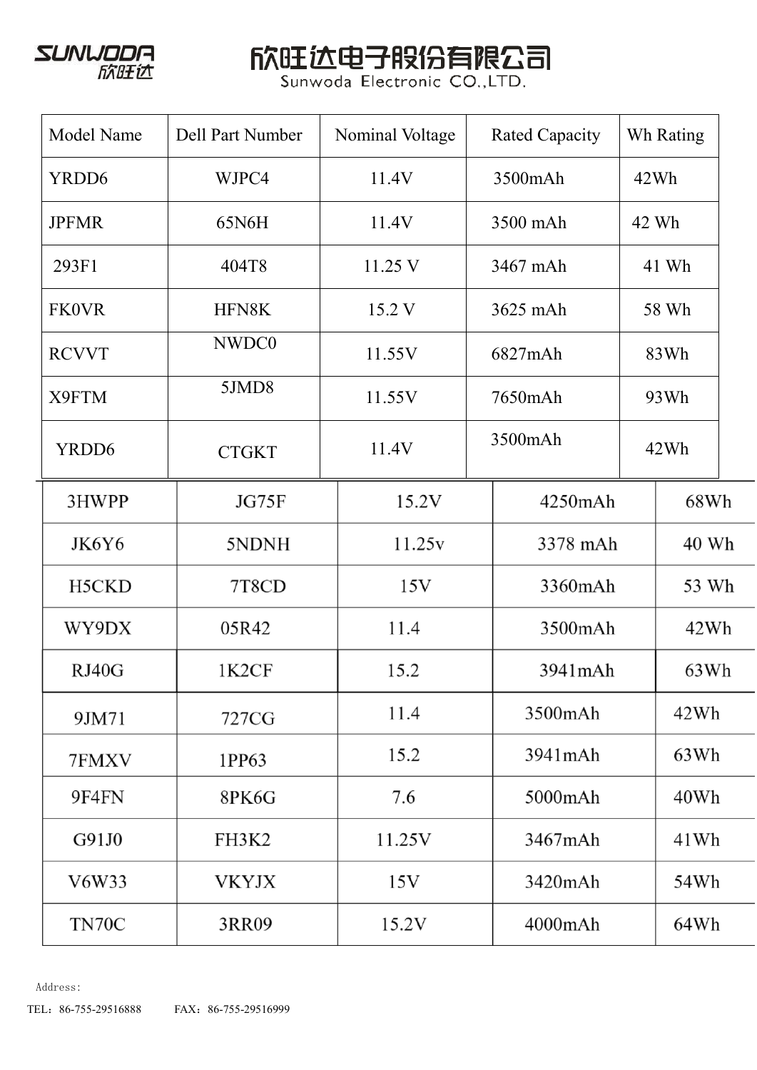# 欣旺达电子股份有限公司

Sunwoda Electronic CO.,LTD.

| Model Name | Dell Part Number | Nominal Voltage | Rated Capacity | Wh Rating |
|---|---|---|---|---|
| YRDD6 | WJPC4 | 11.4V | 3500mAh | 42Wh |
| JPFMR | 65N6H | 11.4V | 3500 mAh | 42 Wh |
| 293F1 | 404T8 | 11.25 V | 3467 mAh | 41 Wh |
| FK0VR | HFN8K | 15.2 V | 3625 mAh | 58 Wh |
| RCVVT | NWDC0 | 11.55V | 6827mAh | 83Wh |
| X9FTM | 5JMD8 | 11.55V | 7650mAh | 93Wh |
| YRDD6 | CTGKT | 11.4V | 3500mAh | 42Wh |
| 3HWPP | JG75F | 15.2V | 4250mAh | 68Wh |
| JK6Y6 | 5NDNH | 11.25v | 3378 mAh | 40 Wh |
| H5CKD | 7T8CD | 15V | 3360mAh | 53 Wh |
| WY9DX | 05R42 | 11.4 | 3500mAh | 42Wh |
| RJ40G | 1K2CF | 15.2 | 3941mAh | 63Wh |
| 9JM71 | 727CG | 11.4 | 3500mAh | 42Wh |
| 7FMXV | 1PP63 | 15.2 | 3941mAh | 63Wh |
| 9F4FN | 8PK6G | 7.6 | 5000mAh | 40Wh |
| G91J0 | FH3K2 | 11.25V | 3467mAh | 41Wh |
| V6W33 | VKYJX | 15V | 3420mAh | 54Wh |
| TN70C | 3RR09 | 15.2V | 4000mAh | 64Wh |

Address:

TEL：86-755-29516888 FAX：86-755-29516999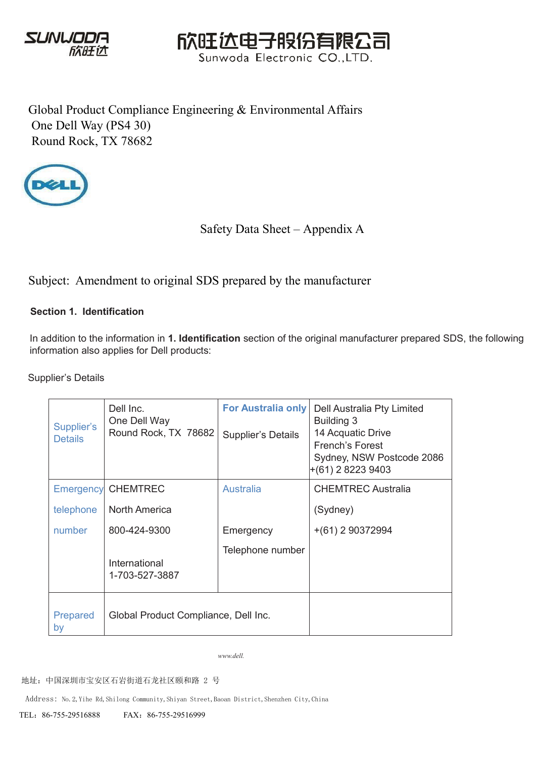SUNWODA 欣旺达

欣旺达电子股份有限公司
Sunwoda Electronic CO.,LTD.

Global Product Compliance Engineering & Environmental Affairs
One Dell Way (PS4 30)
Round Rock, TX 78682

DELL

Safety Data Sheet – Appendix A

Subject: Amendment to original SDS prepared by the manufacturer

**Section 1. Identification**

In addition to the information in **1. Identification** section of the original manufacturer prepared SDS, the following information also applies for Dell products:

Supplier's Details

| | | | |
|---|---|---|---|
| Supplier's Details | Dell Inc.<br>One Dell Way<br>Round Rock, TX 78682 | **For Australia only**<br>Supplier's Details | Dell Australia Pty Limited<br>Building 3<br>14 Acquatic Drive<br>French's Forest<br>Sydney, NSW Postcode 2086<br>+(61) 2 8223 9403 |
| Emergency telephone number | CHEMTREC<br>North America<br>800-424-9300<br>International<br>1-703-527-3887 | Australia<br>Emergency Telephone number | CHEMTREC Australia<br>(Sydney)<br>+(61) 2 90372994 |
| Prepared by | Global Product Compliance, Dell Inc. | | |

*www.dell.*

地址：中国深圳市宝安区石岩街道石龙社区颐和路 2 号

Address: No.2,Yihe Rd,Shilong Community,Shiyan Street,Baoan District,Shenzhen City,China

TEL：86-755-29516888　　FAX：86-755-29516999